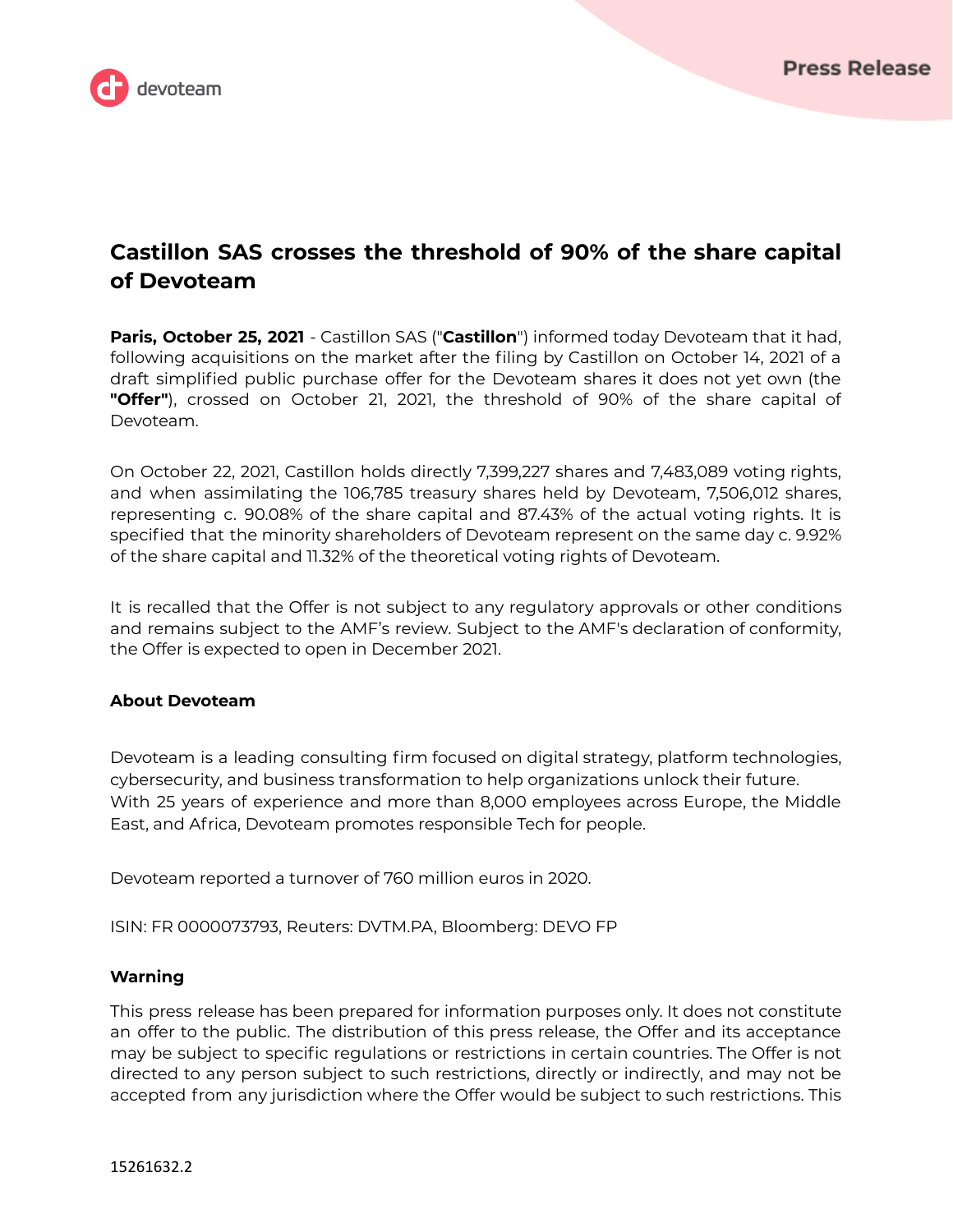Press Release

# Castillon SAS crosses the threshold of 90% of the share capital of Devoteam

**Paris, October 25, 2021** - Castillon SAS ("**Castillon**") informed today Devoteam that it had, following acquisitions on the market after the filing by Castillon on October 14, 2021 of a draft simplified public purchase offer for the Devoteam shares it does not yet own (the **"Offer"**), crossed on October 21, 2021, the threshold of 90% of the share capital of Devoteam.

On October 22, 2021, Castillon holds directly 7,399,227 shares and 7,483,089 voting rights, and when assimilating the 106,785 treasury shares held by Devoteam, 7,506,012 shares, representing c. 90.08% of the share capital and 87.43% of the actual voting rights. It is specified that the minority shareholders of Devoteam represent on the same day c. 9.92% of the share capital and 11.32% of the theoretical voting rights of Devoteam.

It is recalled that the Offer is not subject to any regulatory approvals or other conditions and remains subject to the AMF's review. Subject to the AMF's declaration of conformity, the Offer is expected to open in December 2021.

### About Devoteam

Devoteam is a leading consulting firm focused on digital strategy, platform technologies, cybersecurity, and business transformation to help organizations unlock their future. With 25 years of experience and more than 8,000 employees across Europe, the Middle East, and Africa, Devoteam promotes responsible Tech for people.

Devoteam reported a turnover of 760 million euros in 2020.

ISIN: FR 0000073793, Reuters: DVTM.PA, Bloomberg: DEVO FP

### Warning

This press release has been prepared for information purposes only. It does not constitute an offer to the public. The distribution of this press release, the Offer and its acceptance may be subject to specific regulations or restrictions in certain countries. The Offer is not directed to any person subject to such restrictions, directly or indirectly, and may not be accepted from any jurisdiction where the Offer would be subject to such restrictions. This

15261632.2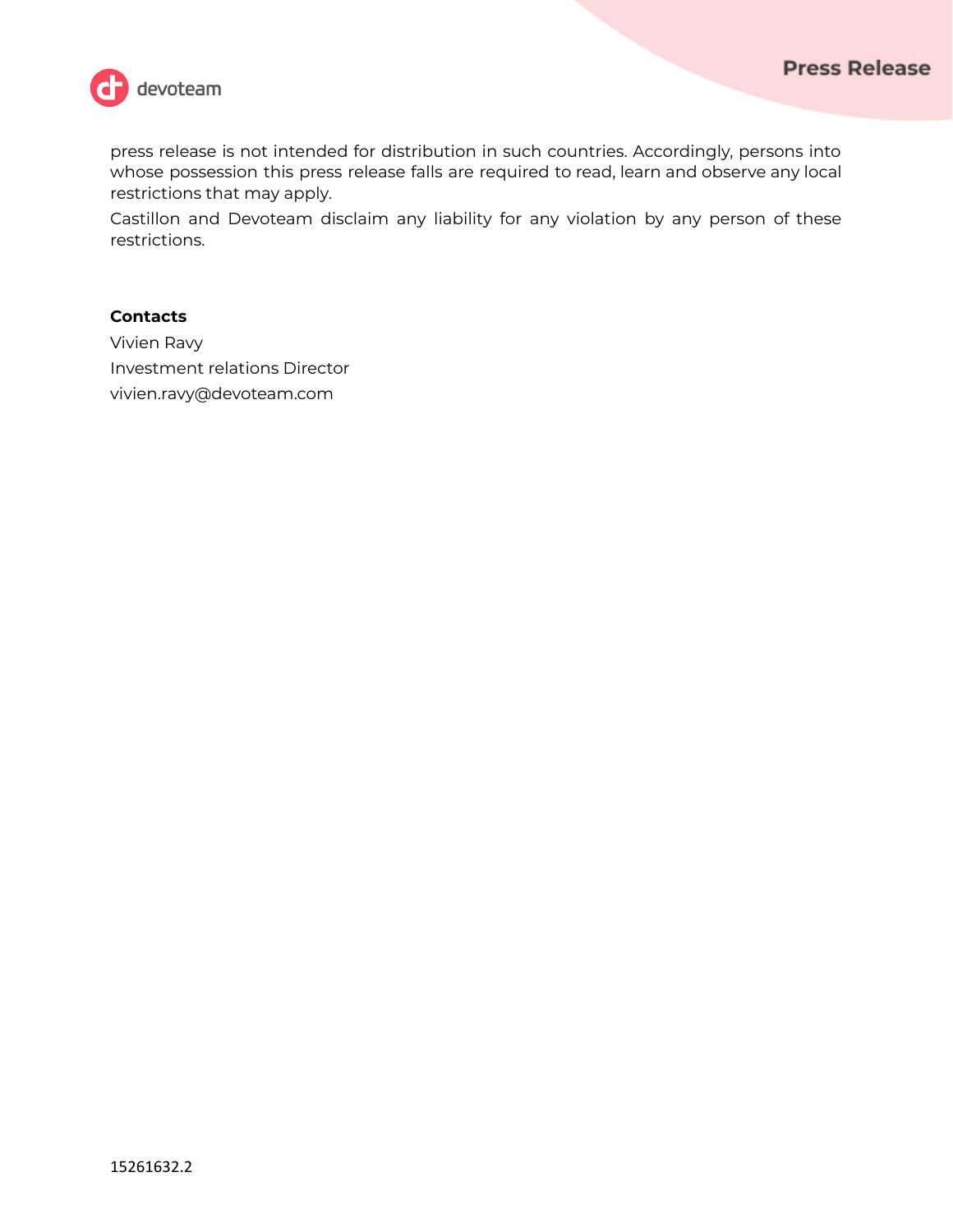press release is not intended for distribution in such countries. Accordingly, persons into whose possession this press release falls are required to read, learn and observe any local restrictions that may apply.

Castillon and Devoteam disclaim any liability for any violation by any person of these restrictions.

**Contacts**

Vivien Ravy

Investment relations Director

vivien.ravy@devoteam.com

15261632.2